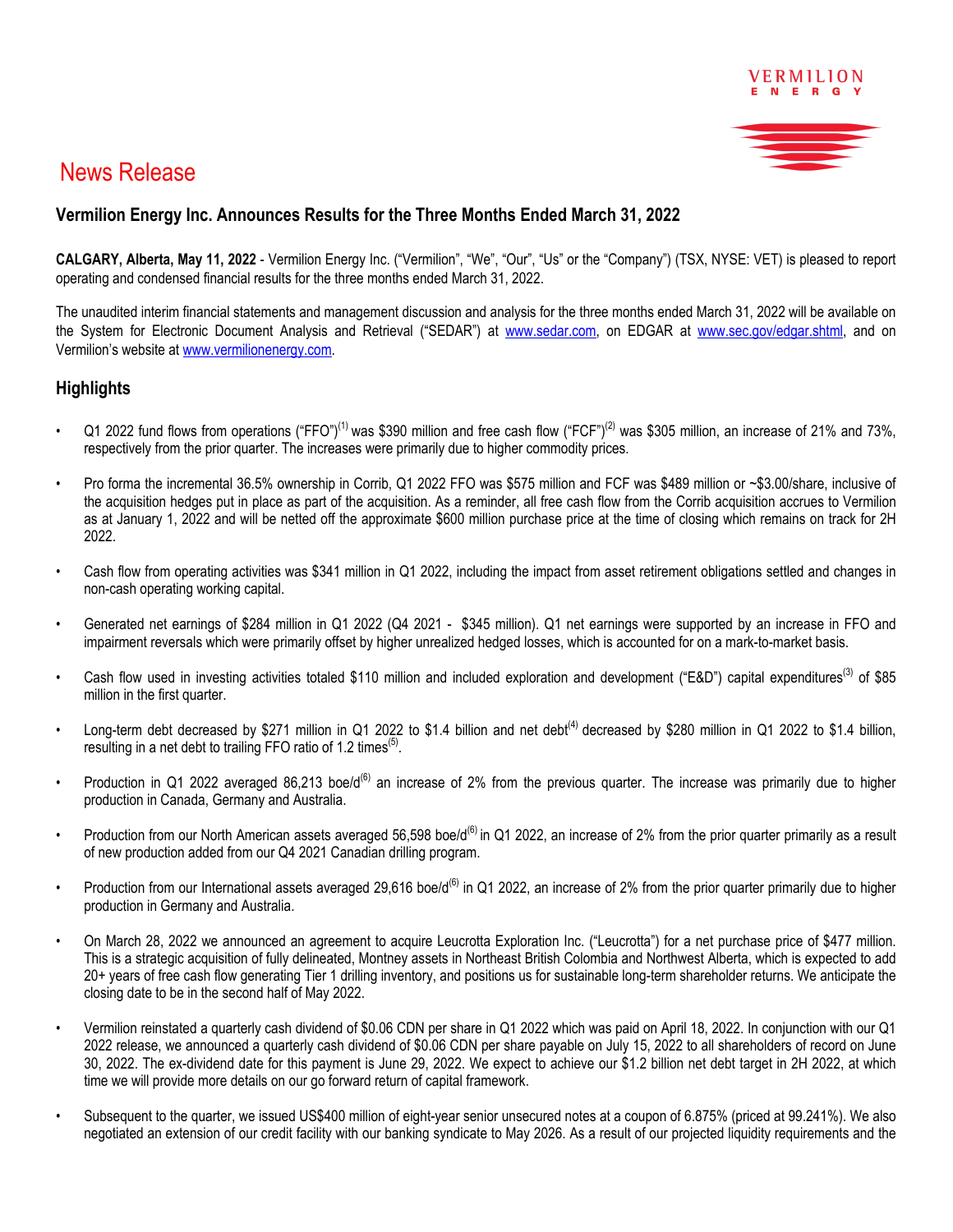# News Release

## Vermilion Energy Inc. Announces Results for the Three Months Ended March 31, 2022

**CALGARY, Alberta, May 11, 2022** - Vermilion Energy Inc. ("Vermilion", "We", "Our", "Us" or the "Company") (TSX, NYSE: VET) is pleased to report operating and condensed financial results for the three months ended March 31, 2022.

The unaudited interim financial statements and management discussion and analysis for the three months ended March 31, 2022 will be available on the System for Electronic Document Analysis and Retrieval ("SEDAR") at www.sedar.com, on EDGAR at www.sec.gov/edgar.shtml, and on Vermilion's website at www.vermilionenergy.com.

## Highlights

- Q1 2022 fund flows from operations ("FFO")[(1)] was $390 million and free cash flow ("FCF")[(2)] was $305 million, an increase of 21% and 73%, respectively from the prior quarter. The increases were primarily due to higher commodity prices.
- Pro forma the incremental 36.5% ownership in Corrib, Q1 2022 FFO was $575 million and FCF was $489 million or ~$3.00/share, inclusive of the acquisition hedges put in place as part of the acquisition. As a reminder, all free cash flow from the Corrib acquisition accrues to Vermilion as at January 1, 2022 and will be netted off the approximate $600 million purchase price at the time of closing which remains on track for 2H 2022.
- Cash flow from operating activities was $341 million in Q1 2022, including the impact from asset retirement obligations settled and changes in non-cash operating working capital.
- Generated net earnings of $284 million in Q1 2022 (Q4 2021 - $345 million). Q1 net earnings were supported by an increase in FFO and impairment reversals which were primarily offset by higher unrealized hedged losses, which is accounted for on a mark-to-market basis.
- Cash flow used in investing activities totaled $110 million and included exploration and development ("E&D") capital expenditures[(3)] of $85 million in the first quarter.
- Long-term debt decreased by $271 million in Q1 2022 to $1.4 billion and net debt[(4)] decreased by $280 million in Q1 2022 to $1.4 billion, resulting in a net debt to trailing FFO ratio of 1.2 times[(5)].
- Production in Q1 2022 averaged 86,213 boe/d[(6)] an increase of 2% from the previous quarter. The increase was primarily due to higher production in Canada, Germany and Australia.
- Production from our North American assets averaged 56,598 boe/d[(6)] in Q1 2022, an increase of 2% from the prior quarter primarily as a result of new production added from our Q4 2021 Canadian drilling program.
- Production from our International assets averaged 29,616 boe/d[(6)] in Q1 2022, an increase of 2% from the prior quarter primarily due to higher production in Germany and Australia.
- On March 28, 2022 we announced an agreement to acquire Leucrotta Exploration Inc. ("Leucrotta") for a net purchase price of $477 million. This is a strategic acquisition of fully delineated, Montney assets in Northeast British Colombia and Northwest Alberta, which is expected to add 20+ years of free cash flow generating Tier 1 drilling inventory, and positions us for sustainable long-term shareholder returns. We anticipate the closing date to be in the second half of May 2022.
- Vermilion reinstated a quarterly cash dividend of $0.06 CDN per share in Q1 2022 which was paid on April 18, 2022. In conjunction with our Q1 2022 release, we announced a quarterly cash dividend of $0.06 CDN per share payable on July 15, 2022 to all shareholders of record on June 30, 2022. The ex-dividend date for this payment is June 29, 2022. We expect to achieve our $1.2 billion net debt target in 2H 2022, at which time we will provide more details on our go forward return of capital framework.
- Subsequent to the quarter, we issued US$400 million of eight-year senior unsecured notes at a coupon of 6.875% (priced at 99.241%). We also negotiated an extension of our credit facility with our banking syndicate to May 2026. As a result of our projected liquidity requirements and the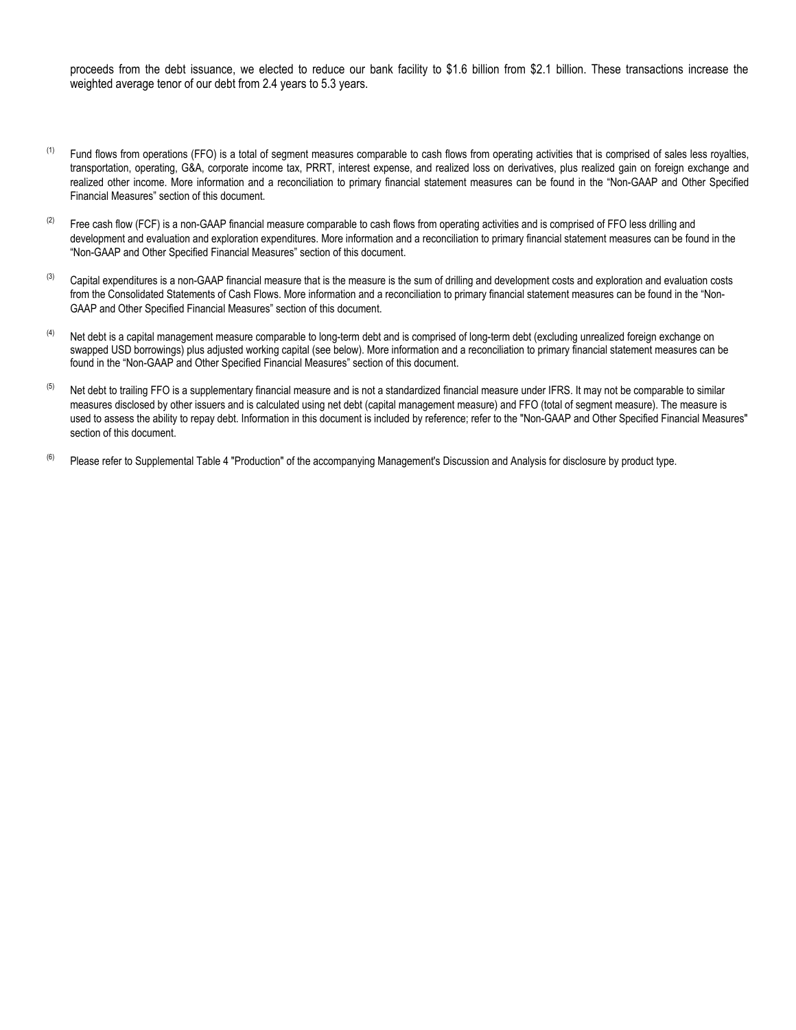proceeds from the debt issuance, we elected to reduce our bank facility to $1.6 billion from $2.1 billion. These transactions increase the weighted average tenor of our debt from 2.4 years to 5.3 years.

(1) Fund flows from operations (FFO) is a total of segment measures comparable to cash flows from operating activities that is comprised of sales less royalties, transportation, operating, G&A, corporate income tax, PRRT, interest expense, and realized loss on derivatives, plus realized gain on foreign exchange and realized other income. More information and a reconciliation to primary financial statement measures can be found in the "Non-GAAP and Other Specified Financial Measures" section of this document.

(2) Free cash flow (FCF) is a non-GAAP financial measure comparable to cash flows from operating activities and is comprised of FFO less drilling and development and evaluation and exploration expenditures. More information and a reconciliation to primary financial statement measures can be found in the "Non-GAAP and Other Specified Financial Measures" section of this document.

(3) Capital expenditures is a non-GAAP financial measure that is the measure is the sum of drilling and development costs and exploration and evaluation costs from the Consolidated Statements of Cash Flows. More information and a reconciliation to primary financial statement measures can be found in the "Non-GAAP and Other Specified Financial Measures" section of this document.

(4) Net debt is a capital management measure comparable to long-term debt and is comprised of long-term debt (excluding unrealized foreign exchange on swapped USD borrowings) plus adjusted working capital (see below). More information and a reconciliation to primary financial statement measures can be found in the "Non-GAAP and Other Specified Financial Measures" section of this document.

(5) Net debt to trailing FFO is a supplementary financial measure and is not a standardized financial measure under IFRS. It may not be comparable to similar measures disclosed by other issuers and is calculated using net debt (capital management measure) and FFO (total of segment measure). The measure is used to assess the ability to repay debt. Information in this document is included by reference; refer to the "Non-GAAP and Other Specified Financial Measures" section of this document.

(6) Please refer to Supplemental Table 4 "Production" of the accompanying Management's Discussion and Analysis for disclosure by product type.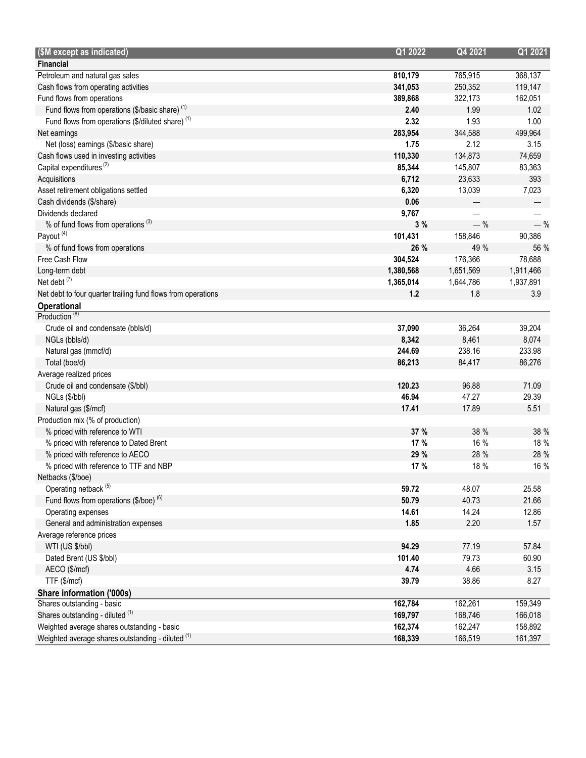| ($M except as indicated) | Q1 2022 | Q4 2021 | Q1 2021 |
|---|---|---|---|
| **Financial** | | | |
| Petroleum and natural gas sales | **810,179** | 765,915 | 368,137 |
| Cash flows from operating activities | **341,053** | 250,352 | 119,147 |
| Fund flows from operations | **389,868** | 322,173 | 162,051 |
| Fund flows from operations ($/basic share) (1) | **2.40** | 1.99 | 1.02 |
| Fund flows from operations ($/diluted share) (1) | **2.32** | 1.93 | 1.00 |
| Net earnings | **283,954** | 344,588 | 499,964 |
| Net (loss) earnings ($/basic share) | **1.75** | 2.12 | 3.15 |
| Cash flows used in investing activities | **110,330** | 134,873 | 74,659 |
| Capital expenditures (2) | **85,344** | 145,807 | 83,363 |
| Acquisitions | **6,712** | 23,633 | 393 |
| Asset retirement obligations settled | **6,320** | 13,039 | 7,023 |
| Cash dividends ($/share) | **0.06** | — | — |
| Dividends declared | **9,767** | — | — |
| % of fund flows from operations (3) | **3 %** | — % | — % |
| Payout (4) | **101,431** | 158,846 | 90,386 |
| % of fund flows from operations | **26 %** | 49 % | 56 % |
| Free Cash Flow | **304,524** | 176,366 | 78,688 |
| Long-term debt | **1,380,568** | 1,651,569 | 1,911,466 |
| Net debt (7) | **1,365,014** | 1,644,786 | 1,937,891 |
| Net debt to four quarter trailing fund flows from operations | **1.2** | 1.8 | 3.9 |
| **Operational** | | | |
| Production (8) | | | |
| Crude oil and condensate (bbls/d) | **37,090** | 36,264 | 39,204 |
| NGLs (bbls/d) | **8,342** | 8,461 | 8,074 |
| Natural gas (mmcf/d) | **244.69** | 238.16 | 233.98 |
| Total (boe/d) | **86,213** | 84,417 | 86,276 |
| Average realized prices | | | |
| Crude oil and condensate ($/bbl) | **120.23** | 96.88 | 71.09 |
| NGLs ($/bbl) | **46.94** | 47.27 | 29.39 |
| Natural gas ($/mcf) | **17.41** | 17.89 | 5.51 |
| Production mix (% of production) | | | |
| % priced with reference to WTI | **37 %** | 38 % | 38 % |
| % priced with reference to Dated Brent | **17 %** | 16 % | 18 % |
| % priced with reference to AECO | **29 %** | 28 % | 28 % |
| % priced with reference to TTF and NBP | **17 %** | 18 % | 16 % |
| Netbacks ($/boe) | | | |
| Operating netback (5) | **59.72** | 48.07 | 25.58 |
| Fund flows from operations ($/boe) (6) | **50.79** | 40.73 | 21.66 |
| Operating expenses | **14.61** | 14.24 | 12.86 |
| General and administration expenses | **1.85** | 2.20 | 1.57 |
| Average reference prices | | | |
| WTI (US $/bbl) | **94.29** | 77.19 | 57.84 |
| Dated Brent (US $/bbl) | **101.40** | 79.73 | 60.90 |
| AECO ($/mcf) | **4.74** | 4.66 | 3.15 |
| TTF ($/mcf) | **39.79** | 38.86 | 8.27 |
| **Share information ('000s)** | | | |
| Shares outstanding - basic | **162,784** | 162,261 | 159,349 |
| Shares outstanding - diluted (1) | **169,797** | 168,746 | 166,018 |
| Weighted average shares outstanding - basic | **162,374** | 162,247 | 158,892 |
| Weighted average shares outstanding - diluted (1) | **168,339** | 166,519 | 161,397 |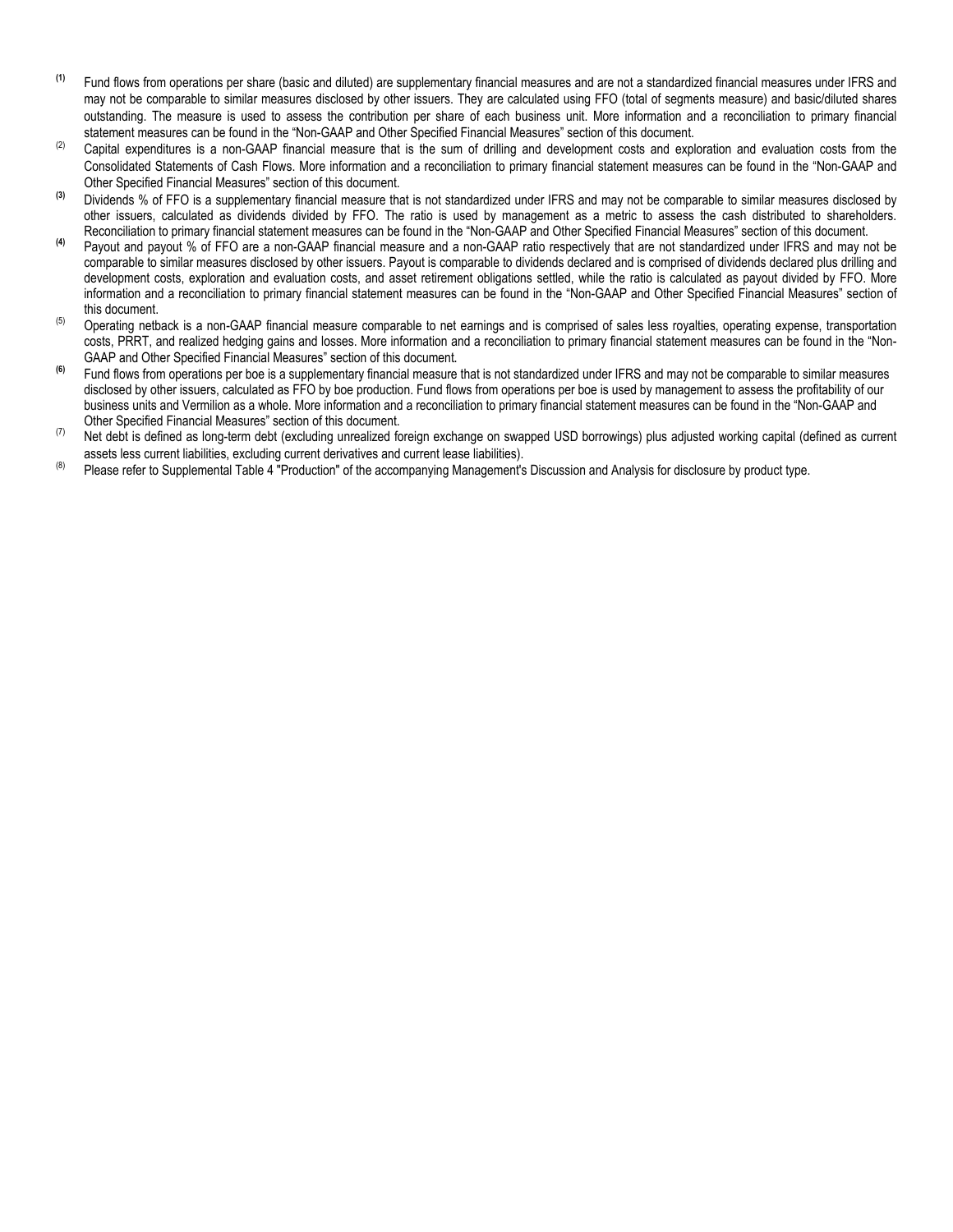(1) Fund flows from operations per share (basic and diluted) are supplementary financial measures and are not a standardized financial measures under IFRS and may not be comparable to similar measures disclosed by other issuers. They are calculated using FFO (total of segments measure) and basic/diluted shares outstanding. The measure is used to assess the contribution per share of each business unit. More information and a reconciliation to primary financial statement measures can be found in the "Non-GAAP and Other Specified Financial Measures" section of this document.

(2) Capital expenditures is a non-GAAP financial measure that is the sum of drilling and development costs and exploration and evaluation costs from the Consolidated Statements of Cash Flows. More information and a reconciliation to primary financial statement measures can be found in the "Non-GAAP and Other Specified Financial Measures" section of this document.

(3) Dividends % of FFO is a supplementary financial measure that is not standardized under IFRS and may not be comparable to similar measures disclosed by other issuers, calculated as dividends divided by FFO. The ratio is used by management as a metric to assess the cash distributed to shareholders. Reconciliation to primary financial statement measures can be found in the "Non-GAAP and Other Specified Financial Measures" section of this document.

(4) Payout and payout % of FFO are a non-GAAP financial measure and a non-GAAP ratio respectively that are not standardized under IFRS and may not be comparable to similar measures disclosed by other issuers. Payout is comparable to dividends declared and is comprised of dividends declared plus drilling and development costs, exploration and evaluation costs, and asset retirement obligations settled, while the ratio is calculated as payout divided by FFO. More information and a reconciliation to primary financial statement measures can be found in the "Non-GAAP and Other Specified Financial Measures" section of this document.

(5) Operating netback is a non-GAAP financial measure comparable to net earnings and is comprised of sales less royalties, operating expense, transportation costs, PRRT, and realized hedging gains and losses. More information and a reconciliation to primary financial statement measures can be found in the "Non-GAAP and Other Specified Financial Measures" section of this document.

(6) Fund flows from operations per boe is a supplementary financial measure that is not standardized under IFRS and may not be comparable to similar measures disclosed by other issuers, calculated as FFO by boe production. Fund flows from operations per boe is used by management to assess the profitability of our business units and Vermilion as a whole. More information and a reconciliation to primary financial statement measures can be found in the "Non-GAAP and Other Specified Financial Measures" section of this document.

(7) Net debt is defined as long-term debt (excluding unrealized foreign exchange on swapped USD borrowings) plus adjusted working capital (defined as current assets less current liabilities, excluding current derivatives and current lease liabilities).

(8) Please refer to Supplemental Table 4 "Production" of the accompanying Management's Discussion and Analysis for disclosure by product type.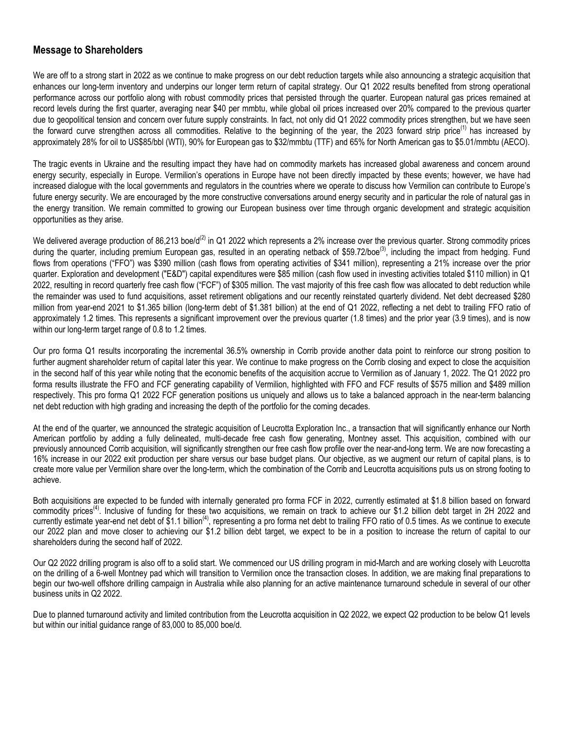## Message to Shareholders

We are off to a strong start in 2022 as we continue to make progress on our debt reduction targets while also announcing a strategic acquisition that enhances our long-term inventory and underpins our longer term return of capital strategy. Our Q1 2022 results benefited from strong operational performance across our portfolio along with robust commodity prices that persisted through the quarter. European natural gas prices remained at record levels during the first quarter, averaging near $40 per mmbtu, while global oil prices increased over 20% compared to the previous quarter due to geopolitical tension and concern over future supply constraints. In fact, not only did Q1 2022 commodity prices strengthen, but we have seen the forward curve strengthen across all commodities. Relative to the beginning of the year, the 2023 forward strip price[1] has increased by approximately 28% for oil to US$85/bbl (WTI), 90% for European gas to $32/mmbtu (TTF) and 65% for North American gas to $5.01/mmbtu (AECO).

The tragic events in Ukraine and the resulting impact they have had on commodity markets has increased global awareness and concern around energy security, especially in Europe. Vermilion's operations in Europe have not been directly impacted by these events; however, we have had increased dialogue with the local governments and regulators in the countries where we operate to discuss how Vermilion can contribute to Europe's future energy security. We are encouraged by the more constructive conversations around energy security and in particular the role of natural gas in the energy transition. We remain committed to growing our European business over time through organic development and strategic acquisition opportunities as they arise.

We delivered average production of 86,213 boe/d[2] in Q1 2022 which represents a 2% increase over the previous quarter. Strong commodity prices during the quarter, including premium European gas, resulted in an operating netback of $59.72/boe[3], including the impact from hedging. Fund flows from operations ("FFO") was $390 million (cash flows from operating activities of $341 million), representing a 21% increase over the prior quarter. Exploration and development ("E&D") capital expenditures were $85 million (cash flow used in investing activities totaled $110 million) in Q1 2022, resulting in record quarterly free cash flow ("FCF") of $305 million. The vast majority of this free cash flow was allocated to debt reduction while the remainder was used to fund acquisitions, asset retirement obligations and our recently reinstated quarterly dividend. Net debt decreased $280 million from year-end 2021 to $1.365 billion (long-term debt of $1.381 billion) at the end of Q1 2022, reflecting a net debt to trailing FFO ratio of approximately 1.2 times. This represents a significant improvement over the previous quarter (1.8 times) and the prior year (3.9 times), and is now within our long-term target range of 0.8 to 1.2 times.

Our pro forma Q1 results incorporating the incremental 36.5% ownership in Corrib provide another data point to reinforce our strong position to further augment shareholder return of capital later this year. We continue to make progress on the Corrib closing and expect to close the acquisition in the second half of this year while noting that the economic benefits of the acquisition accrue to Vermilion as of January 1, 2022. The Q1 2022 pro forma results illustrate the FFO and FCF generating capability of Vermilion, highlighted with FFO and FCF results of $575 million and $489 million respectively. This pro forma Q1 2022 FCF generation positions us uniquely and allows us to take a balanced approach in the near-term balancing net debt reduction with high grading and increasing the depth of the portfolio for the coming decades.

At the end of the quarter, we announced the strategic acquisition of Leucrotta Exploration Inc., a transaction that will significantly enhance our North American portfolio by adding a fully delineated, multi-decade free cash flow generating, Montney asset. This acquisition, combined with our previously announced Corrib acquisition, will significantly strengthen our free cash flow profile over the near-and-long term. We are now forecasting a 16% increase in our 2022 exit production per share versus our base budget plans. Our objective, as we augment our return of capital plans, is to create more value per Vermilion share over the long-term, which the combination of the Corrib and Leucrotta acquisitions puts us on strong footing to achieve.

Both acquisitions are expected to be funded with internally generated pro forma FCF in 2022, currently estimated at $1.8 billion based on forward commodity prices[4]. Inclusive of funding for these two acquisitions, we remain on track to achieve our $1.2 billion debt target in 2H 2022 and currently estimate year-end net debt of $1.1 billion[4], representing a pro forma net debt to trailing FFO ratio of 0.5 times. As we continue to execute our 2022 plan and move closer to achieving our $1.2 billion debt target, we expect to be in a position to increase the return of capital to our shareholders during the second half of 2022.

Our Q2 2022 drilling program is also off to a solid start. We commenced our US drilling program in mid-March and are working closely with Leucrotta on the drilling of a 6-well Montney pad which will transition to Vermilion once the transaction closes. In addition, we are making final preparations to begin our two-well offshore drilling campaign in Australia while also planning for an active maintenance turnaround schedule in several of our other business units in Q2 2022.

Due to planned turnaround activity and limited contribution from the Leucrotta acquisition in Q2 2022, we expect Q2 production to be below Q1 levels but within our initial guidance range of 83,000 to 85,000 boe/d.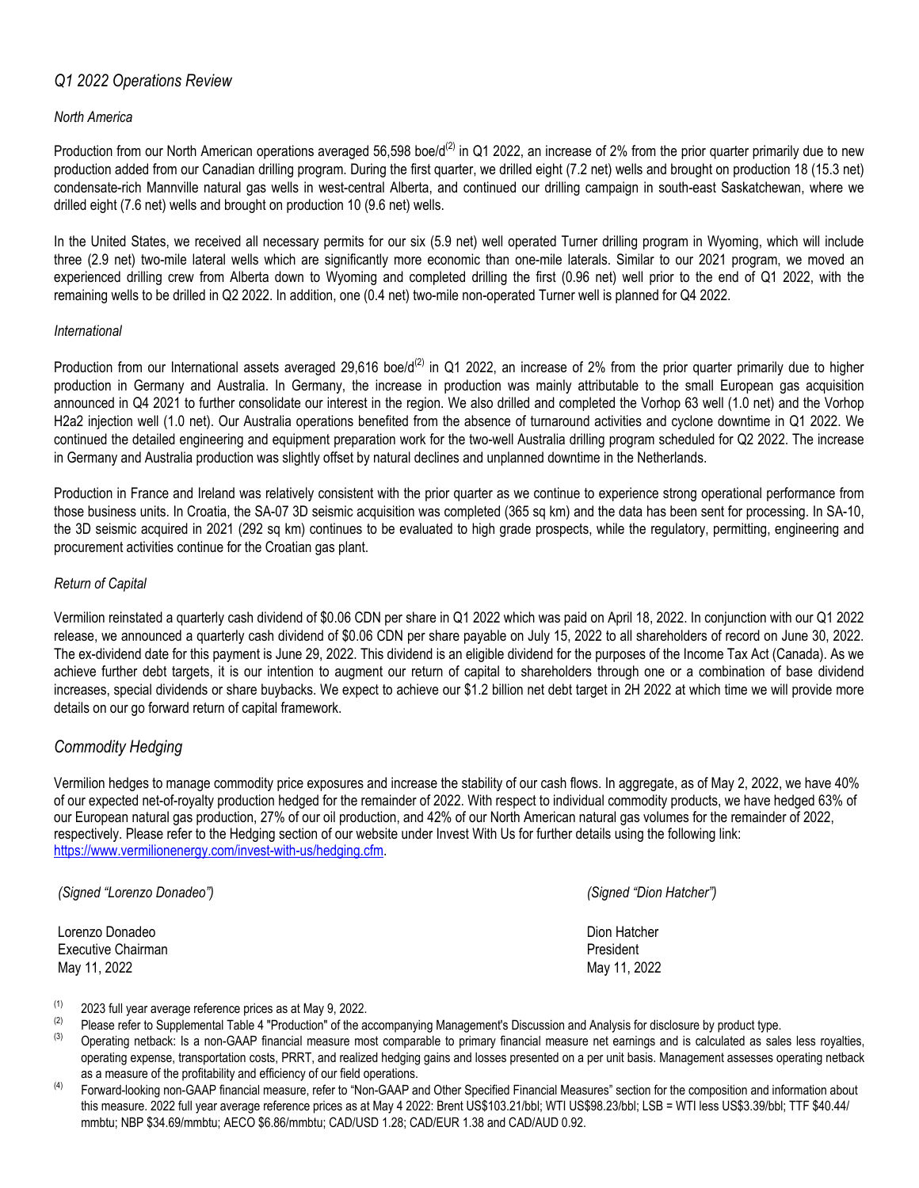## *Q1 2022 Operations Review*

### *North America*

Production from our North American operations averaged 56,598 boe/d[2] in Q1 2022, an increase of 2% from the prior quarter primarily due to new production added from our Canadian drilling program. During the first quarter, we drilled eight (7.2 net) wells and brought on production 18 (15.3 net) condensate-rich Mannville natural gas wells in west-central Alberta, and continued our drilling campaign in south-east Saskatchewan, where we drilled eight (7.6 net) wells and brought on production 10 (9.6 net) wells.

In the United States, we received all necessary permits for our six (5.9 net) well operated Turner drilling program in Wyoming, which will include three (2.9 net) two-mile lateral wells which are significantly more economic than one-mile laterals. Similar to our 2021 program, we moved an experienced drilling crew from Alberta down to Wyoming and completed drilling the first (0.96 net) well prior to the end of Q1 2022, with the remaining wells to be drilled in Q2 2022. In addition, one (0.4 net) two-mile non-operated Turner well is planned for Q4 2022.

### *International*

Production from our International assets averaged 29,616 boe/d[2] in Q1 2022, an increase of 2% from the prior quarter primarily due to higher production in Germany and Australia. In Germany, the increase in production was mainly attributable to the small European gas acquisition announced in Q4 2021 to further consolidate our interest in the region. We also drilled and completed the Vorhop 63 well (1.0 net) and the Vorhop H2a2 injection well (1.0 net). Our Australia operations benefited from the absence of turnaround activities and cyclone downtime in Q1 2022. We continued the detailed engineering and equipment preparation work for the two-well Australia drilling program scheduled for Q2 2022. The increase in Germany and Australia production was slightly offset by natural declines and unplanned downtime in the Netherlands.

Production in France and Ireland was relatively consistent with the prior quarter as we continue to experience strong operational performance from those business units. In Croatia, the SA-07 3D seismic acquisition was completed (365 sq km) and the data has been sent for processing. In SA-10, the 3D seismic acquired in 2021 (292 sq km) continues to be evaluated to high grade prospects, while the regulatory, permitting, engineering and procurement activities continue for the Croatian gas plant.

### *Return of Capital*

Vermilion reinstated a quarterly cash dividend of $0.06 CDN per share in Q1 2022 which was paid on April 18, 2022. In conjunction with our Q1 2022 release, we announced a quarterly cash dividend of $0.06 CDN per share payable on July 15, 2022 to all shareholders of record on June 30, 2022. The ex-dividend date for this payment is June 29, 2022. This dividend is an eligible dividend for the purposes of the Income Tax Act (Canada). As we achieve further debt targets, it is our intention to augment our return of capital to shareholders through one or a combination of base dividend increases, special dividends or share buybacks. We expect to achieve our $1.2 billion net debt target in 2H 2022 at which time we will provide more details on our go forward return of capital framework.

## *Commodity Hedging*

Vermilion hedges to manage commodity price exposures and increase the stability of our cash flows. In aggregate, as of May 2, 2022, we have 40% of our expected net-of-royalty production hedged for the remainder of 2022. With respect to individual commodity products, we have hedged 63% of our European natural gas production, 27% of our oil production, and 42% of our North American natural gas volumes for the remainder of 2022, respectively. Please refer to the Hedging section of our website under Invest With Us for further details using the following link: https://www.vermilionenergy.com/invest-with-us/hedging.cfm.

*(Signed "Lorenzo Donadeo")*

Lorenzo Donadeo
Executive Chairman
May 11, 2022

*(Signed "Dion Hatcher")*

Dion Hatcher
President
May 11, 2022

(1) 2023 full year average reference prices as at May 9, 2022.

(2) Please refer to Supplemental Table 4 "Production" of the accompanying Management's Discussion and Analysis for disclosure by product type.

(3) Operating netback: Is a non-GAAP financial measure most comparable to primary financial measure net earnings and is calculated as sales less royalties, operating expense, transportation costs, PRRT, and realized hedging gains and losses presented on a per unit basis. Management assesses operating netback as a measure of the profitability and efficiency of our field operations.

(4) Forward-looking non-GAAP financial measure, refer to "Non-GAAP and Other Specified Financial Measures" section for the composition and information about this measure. 2022 full year average reference prices as at May 4 2022: Brent US$103.21/bbl; WTI US$98.23/bbl; LSB = WTI less US$3.39/bbl; TTF $40.44/mmbtu; NBP $34.69/mmbtu; AECO $6.86/mmbtu; CAD/USD 1.28; CAD/EUR 1.38 and CAD/AUD 0.92.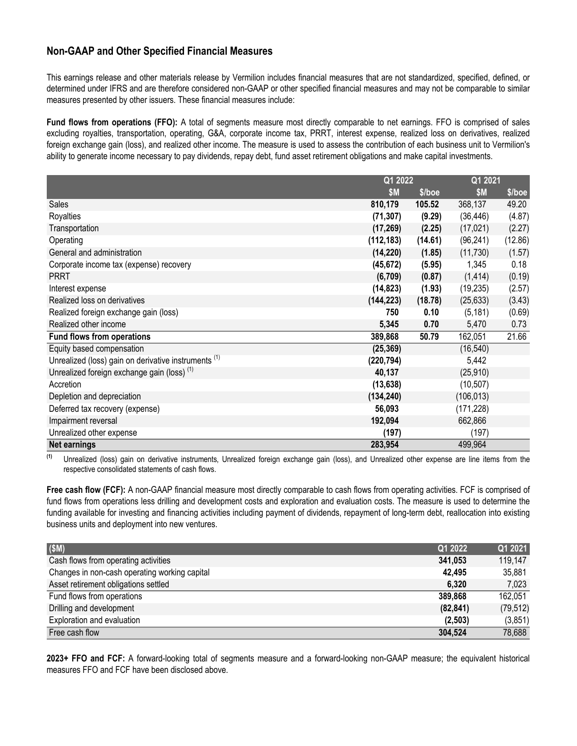## Non-GAAP and Other Specified Financial Measures

This earnings release and other materials release by Vermilion includes financial measures that are not standardized, specified, defined, or determined under IFRS and are therefore considered non-GAAP or other specified financial measures and may not be comparable to similar measures presented by other issuers. These financial measures include:

**Fund flows from operations (FFO):** A total of segments measure most directly comparable to net earnings. FFO is comprised of sales excluding royalties, transportation, operating, G&A, corporate income tax, PRRT, interest expense, realized loss on derivatives, realized foreign exchange gain (loss), and realized other income. The measure is used to assess the contribution of each business unit to Vermilion's ability to generate income necessary to pay dividends, repay debt, fund asset retirement obligations and make capital investments.

| | Q1 2022 | | Q1 2021 | |
|---|---|---|---|---|
| | $M | $/boe | $M | $/boe |
| Sales | **810,179** | **105.52** | 368,137 | 49.20 |
| Royalties | **(71,307)** | **(9.29)** | (36,446) | (4.87) |
| Transportation | **(17,269)** | **(2.25)** | (17,021) | (2.27) |
| Operating | **(112,183)** | **(14.61)** | (96,241) | (12.86) |
| General and administration | **(14,220)** | **(1.85)** | (11,730) | (1.57) |
| Corporate income tax (expense) recovery | **(45,672)** | **(5.95)** | 1,345 | 0.18 |
| PRRT | **(6,709)** | **(0.87)** | (1,414) | (0.19) |
| Interest expense | **(14,823)** | **(1.93)** | (19,235) | (2.57) |
| Realized loss on derivatives | **(144,223)** | **(18.78)** | (25,633) | (3.43) |
| Realized foreign exchange gain (loss) | **750** | **0.10** | (5,181) | (0.69) |
| Realized other income | **5,345** | **0.70** | 5,470 | 0.73 |
| **Fund flows from operations** | **389,868** | **50.79** | 162,051 | 21.66 |
| Equity based compensation | **(25,369)** | | (16,540) | |
| Unrealized (loss) gain on derivative instruments [(1)] | **(220,794)** | | 5,442 | |
| Unrealized foreign exchange gain (loss) [(1)] | **40,137** | | (25,910) | |
| Accretion | **(13,638)** | | (10,507) | |
| Depletion and depreciation | **(134,240)** | | (106,013) | |
| Deferred tax recovery (expense) | **56,093** | | (171,228) | |
| Impairment reversal | **192,094** | | 662,866 | |
| Unrealized other expense | **(197)** | | (197) | |
| **Net earnings** | **283,954** | | 499,964 | |

(1) Unrealized (loss) gain on derivative instruments, Unrealized foreign exchange gain (loss), and Unrealized other expense are line items from the respective consolidated statements of cash flows.

**Free cash flow (FCF):** A non-GAAP financial measure most directly comparable to cash flows from operating activities. FCF is comprised of fund flows from operations less drilling and development costs and exploration and evaluation costs. The measure is used to determine the funding available for investing and financing activities including payment of dividends, repayment of long-term debt, reallocation into existing business units and deployment into new ventures.

| ($M) | Q1 2022 | Q1 2021 |
|---|---|---|
| Cash flows from operating activities | **341,053** | 119,147 |
| Changes in non-cash operating working capital | **42,495** | 35,881 |
| Asset retirement obligations settled | **6,320** | 7,023 |
| Fund flows from operations | **389,868** | 162,051 |
| Drilling and development | **(82,841)** | (79,512) |
| Exploration and evaluation | **(2,503)** | (3,851) |
| Free cash flow | **304,524** | 78,688 |

**2023+ FFO and FCF:** A forward-looking total of segments measure and a forward-looking non-GAAP measure; the equivalent historical measures FFO and FCF have been disclosed above.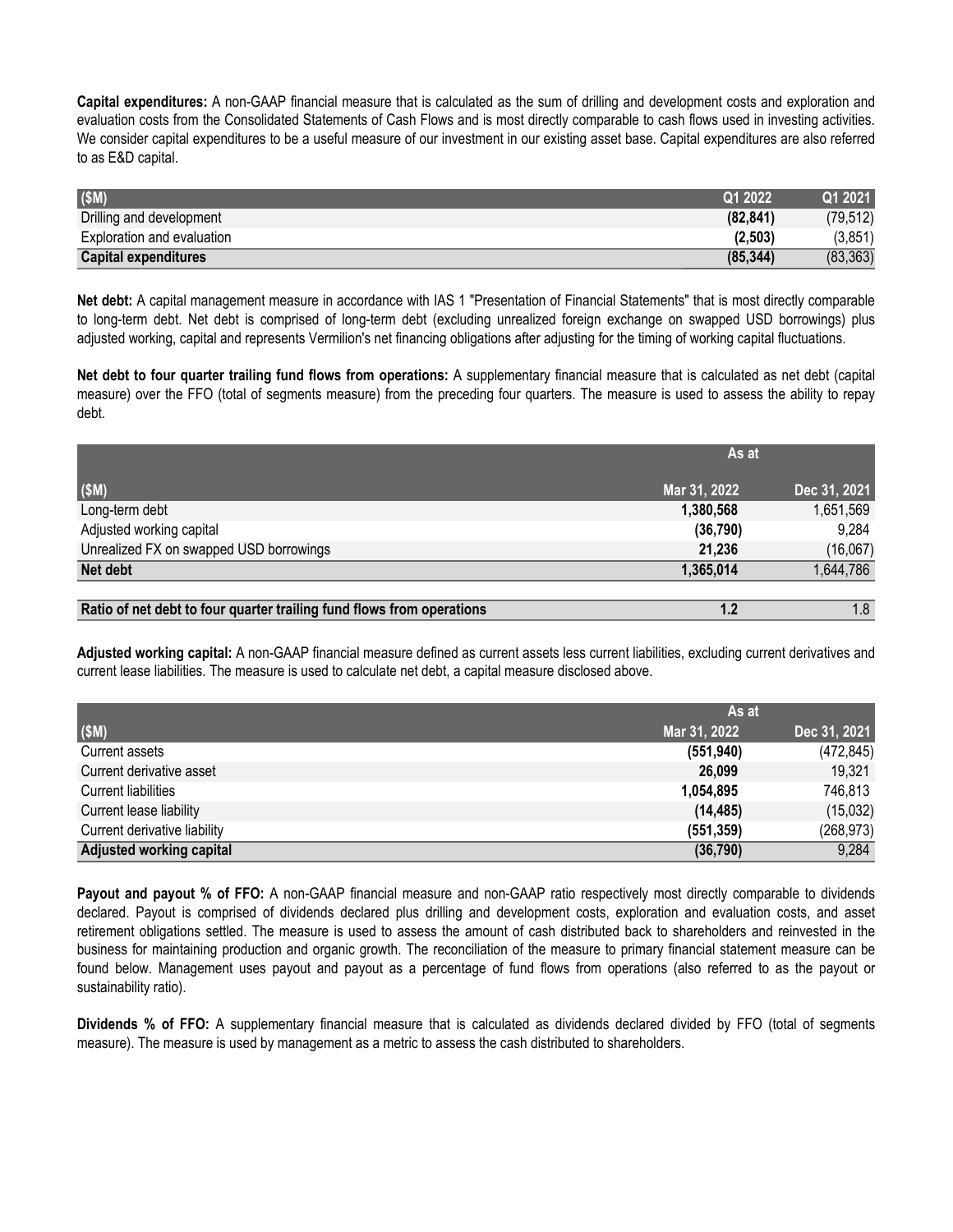**Capital expenditures:** A non-GAAP financial measure that is calculated as the sum of drilling and development costs and exploration and evaluation costs from the Consolidated Statements of Cash Flows and is most directly comparable to cash flows used in investing activities. We consider capital expenditures to be a useful measure of our investment in our existing asset base. Capital expenditures are also referred to as E&D capital.

| ($M) | Q1 2022 | Q1 2021 |
|---|---|---|
| Drilling and development | **(82,841)** | (79,512) |
| Exploration and evaluation | **(2,503)** | (3,851) |
| **Capital expenditures** | **(85,344)** | (83,363) |

**Net debt:** A capital management measure in accordance with IAS 1 "Presentation of Financial Statements" that is most directly comparable to long-term debt. Net debt is comprised of long-term debt (excluding unrealized foreign exchange on swapped USD borrowings) plus adjusted working, capital and represents Vermilion's net financing obligations after adjusting for the timing of working capital fluctuations.

**Net debt to four quarter trailing fund flows from operations:** A supplementary financial measure that is calculated as net debt (capital measure) over the FFO (total of segments measure) from the preceding four quarters. The measure is used to assess the ability to repay debt.

| | As at | |
|---|---|---|
| ($M) | Mar 31, 2022 | Dec 31, 2021 |
| Long-term debt | **1,380,568** | 1,651,569 |
| Adjusted working capital | **(36,790)** | 9,284 |
| Unrealized FX on swapped USD borrowings | **21,236** | (16,067) |
| **Net debt** | **1,365,014** | 1,644,786 |
| | | |
| **Ratio of net debt to four quarter trailing fund flows from operations** | **1.2** | 1.8 |

**Adjusted working capital:** A non-GAAP financial measure defined as current assets less current liabilities, excluding current derivatives and current lease liabilities. The measure is used to calculate net debt, a capital measure disclosed above.

| | As at | |
|---|---|---|
| ($M) | Mar 31, 2022 | Dec 31, 2021 |
| Current assets | **(551,940)** | (472,845) |
| Current derivative asset | **26,099** | 19,321 |
| Current liabilities | **1,054,895** | 746,813 |
| Current lease liability | **(14,485)** | (15,032) |
| Current derivative liability | **(551,359)** | (268,973) |
| **Adjusted working capital** | **(36,790)** | 9,284 |

**Payout and payout % of FFO:** A non-GAAP financial measure and non-GAAP ratio respectively most directly comparable to dividends declared. Payout is comprised of dividends declared plus drilling and development costs, exploration and evaluation costs, and asset retirement obligations settled. The measure is used to assess the amount of cash distributed back to shareholders and reinvested in the business for maintaining production and organic growth. The reconciliation of the measure to primary financial statement measure can be found below. Management uses payout and payout as a percentage of fund flows from operations (also referred to as the payout or sustainability ratio).

**Dividends % of FFO:** A supplementary financial measure that is calculated as dividends declared divided by FFO (total of segments measure). The measure is used by management as a metric to assess the cash distributed to shareholders.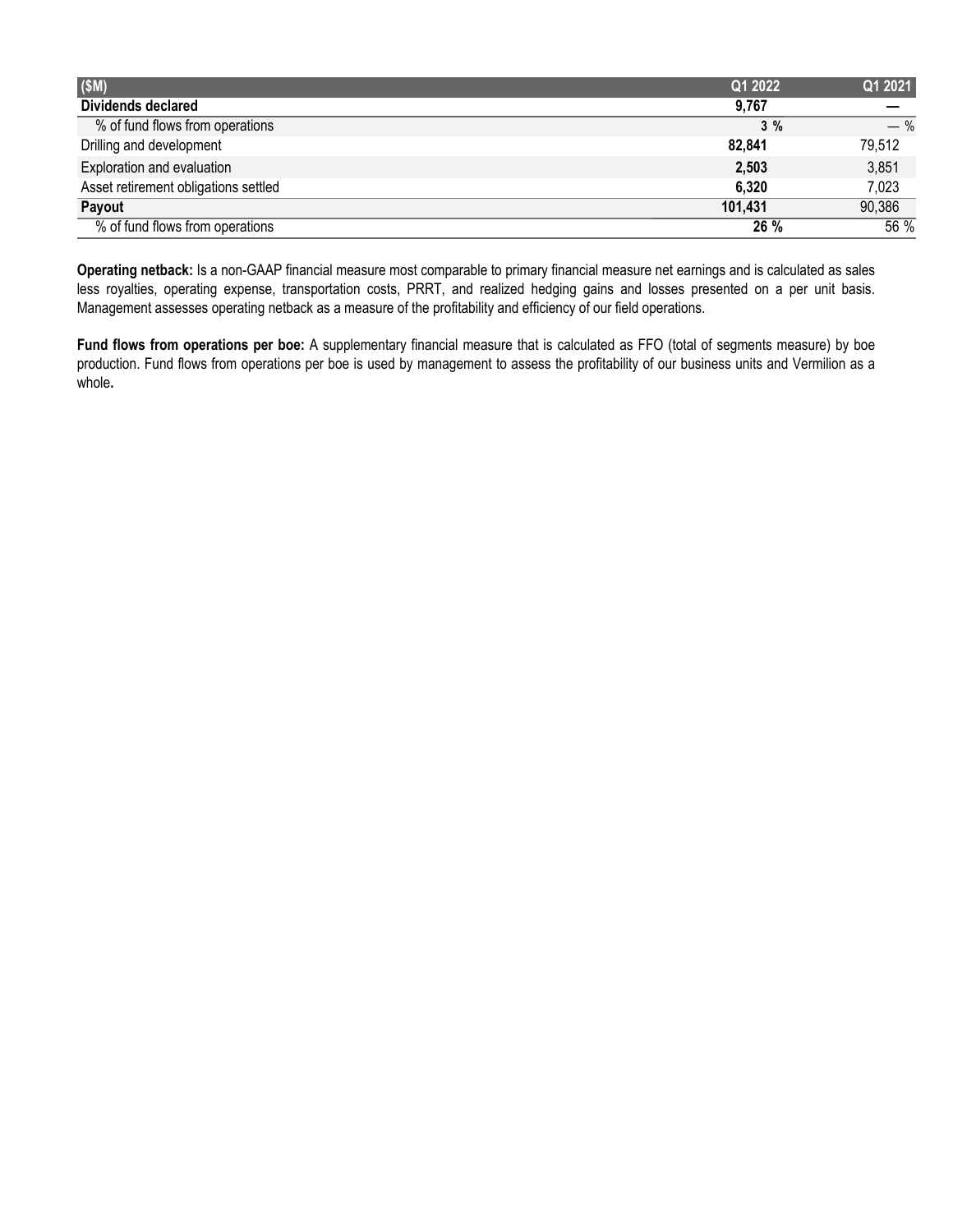| ($M) | Q1 2022 | Q1 2021 |
|---|---|---|
| **Dividends declared** | **9,767** | — |
| % of fund flows from operations | **3 %** | — % |
| Drilling and development | **82,841** | 79,512 |
| Exploration and evaluation | **2,503** | 3,851 |
| Asset retirement obligations settled | **6,320** | 7,023 |
| **Payout** | **101,431** | 90,386 |
| % of fund flows from operations | **26 %** | 56 % |

**Operating netback:** Is a non-GAAP financial measure most comparable to primary financial measure net earnings and is calculated as sales less royalties, operating expense, transportation costs, PRRT, and realized hedging gains and losses presented on a per unit basis. Management assesses operating netback as a measure of the profitability and efficiency of our field operations.

**Fund flows from operations per boe:** A supplementary financial measure that is calculated as FFO (total of segments measure) by boe production. Fund flows from operations per boe is used by management to assess the profitability of our business units and Vermilion as a whole**.**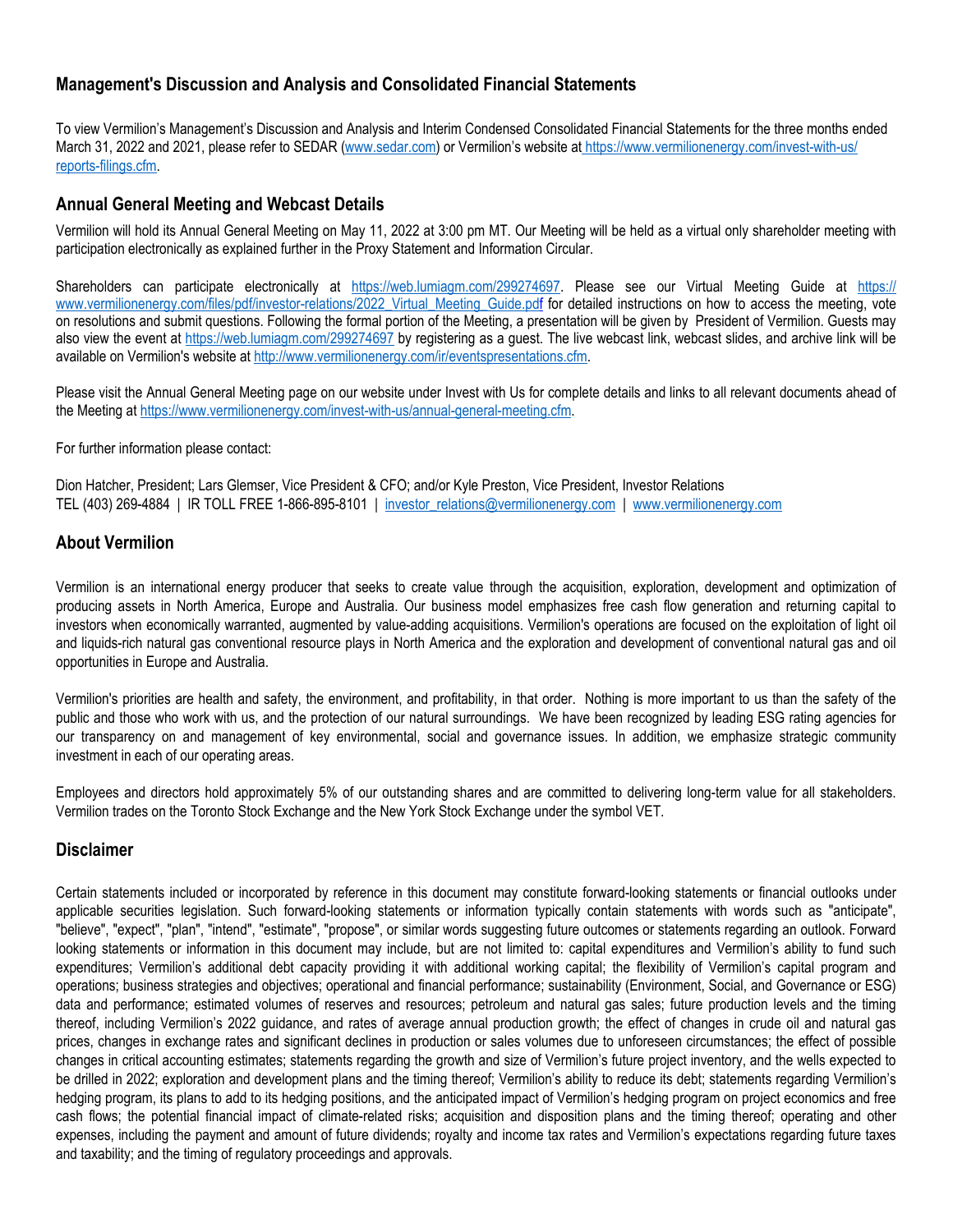## Management's Discussion and Analysis and Consolidated Financial Statements

To view Vermilion's Management's Discussion and Analysis and Interim Condensed Consolidated Financial Statements for the three months ended March 31, 2022 and 2021, please refer to SEDAR (www.sedar.com) or Vermilion's website at https://www.vermilionenergy.com/invest-with-us/reports-filings.cfm.

## Annual General Meeting and Webcast Details

Vermilion will hold its Annual General Meeting on May 11, 2022 at 3:00 pm MT. Our Meeting will be held as a virtual only shareholder meeting with participation electronically as explained further in the Proxy Statement and Information Circular.

Shareholders can participate electronically at https://web.lumiagm.com/299274697. Please see our Virtual Meeting Guide at https://www.vermilionenergy.com/files/pdf/investor-relations/2022_Virtual_Meeting_Guide.pdf for detailed instructions on how to access the meeting, vote on resolutions and submit questions. Following the formal portion of the Meeting, a presentation will be given by President of Vermilion. Guests may also view the event at https://web.lumiagm.com/299274697 by registering as a guest. The live webcast link, webcast slides, and archive link will be available on Vermilion's website at http://www.vermilionenergy.com/ir/eventspresentations.cfm.

Please visit the Annual General Meeting page on our website under Invest with Us for complete details and links to all relevant documents ahead of the Meeting at https://www.vermilionenergy.com/invest-with-us/annual-general-meeting.cfm.

For further information please contact:

Dion Hatcher, President; Lars Glemser, Vice President & CFO; and/or Kyle Preston, Vice President, Investor Relations
TEL (403) 269-4884 | IR TOLL FREE 1-866-895-8101 | investor_relations@vermilionenergy.com | www.vermilionenergy.com

## About Vermilion

Vermilion is an international energy producer that seeks to create value through the acquisition, exploration, development and optimization of producing assets in North America, Europe and Australia. Our business model emphasizes free cash flow generation and returning capital to investors when economically warranted, augmented by value-adding acquisitions. Vermilion's operations are focused on the exploitation of light oil and liquids-rich natural gas conventional resource plays in North America and the exploration and development of conventional natural gas and oil opportunities in Europe and Australia.

Vermilion's priorities are health and safety, the environment, and profitability, in that order. Nothing is more important to us than the safety of the public and those who work with us, and the protection of our natural surroundings. We have been recognized by leading ESG rating agencies for our transparency on and management of key environmental, social and governance issues. In addition, we emphasize strategic community investment in each of our operating areas.

Employees and directors hold approximately 5% of our outstanding shares and are committed to delivering long-term value for all stakeholders. Vermilion trades on the Toronto Stock Exchange and the New York Stock Exchange under the symbol VET.

## Disclaimer

Certain statements included or incorporated by reference in this document may constitute forward-looking statements or financial outlooks under applicable securities legislation. Such forward-looking statements or information typically contain statements with words such as "anticipate", "believe", "expect", "plan", "intend", "estimate", "propose", or similar words suggesting future outcomes or statements regarding an outlook. Forward looking statements or information in this document may include, but are not limited to: capital expenditures and Vermilion's ability to fund such expenditures; Vermilion's additional debt capacity providing it with additional working capital; the flexibility of Vermilion's capital program and operations; business strategies and objectives; operational and financial performance; sustainability (Environment, Social, and Governance or ESG) data and performance; estimated volumes of reserves and resources; petroleum and natural gas sales; future production levels and the timing thereof, including Vermilion's 2022 guidance, and rates of average annual production growth; the effect of changes in crude oil and natural gas prices, changes in exchange rates and significant declines in production or sales volumes due to unforeseen circumstances; the effect of possible changes in critical accounting estimates; statements regarding the growth and size of Vermilion's future project inventory, and the wells expected to be drilled in 2022; exploration and development plans and the timing thereof; Vermilion's ability to reduce its debt; statements regarding Vermilion's hedging program, its plans to add to its hedging positions, and the anticipated impact of Vermilion's hedging program on project economics and free cash flows; the potential financial impact of climate-related risks; acquisition and disposition plans and the timing thereof; operating and other expenses, including the payment and amount of future dividends; royalty and income tax rates and Vermilion's expectations regarding future taxes and taxability; and the timing of regulatory proceedings and approvals.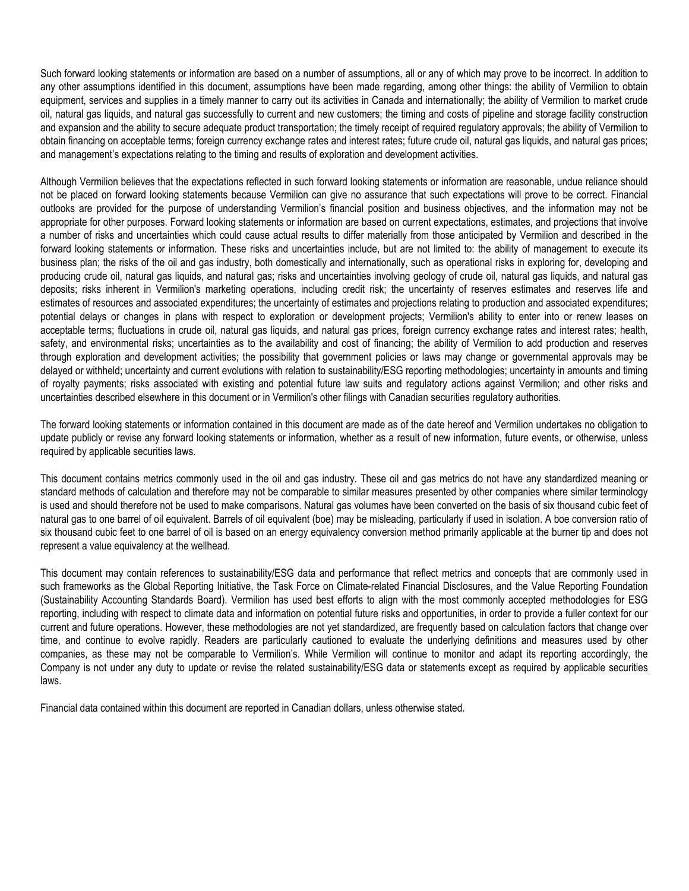Such forward looking statements or information are based on a number of assumptions, all or any of which may prove to be incorrect. In addition to any other assumptions identified in this document, assumptions have been made regarding, among other things: the ability of Vermilion to obtain equipment, services and supplies in a timely manner to carry out its activities in Canada and internationally; the ability of Vermilion to market crude oil, natural gas liquids, and natural gas successfully to current and new customers; the timing and costs of pipeline and storage facility construction and expansion and the ability to secure adequate product transportation; the timely receipt of required regulatory approvals; the ability of Vermilion to obtain financing on acceptable terms; foreign currency exchange rates and interest rates; future crude oil, natural gas liquids, and natural gas prices; and management's expectations relating to the timing and results of exploration and development activities.

Although Vermilion believes that the expectations reflected in such forward looking statements or information are reasonable, undue reliance should not be placed on forward looking statements because Vermilion can give no assurance that such expectations will prove to be correct. Financial outlooks are provided for the purpose of understanding Vermilion's financial position and business objectives, and the information may not be appropriate for other purposes. Forward looking statements or information are based on current expectations, estimates, and projections that involve a number of risks and uncertainties which could cause actual results to differ materially from those anticipated by Vermilion and described in the forward looking statements or information. These risks and uncertainties include, but are not limited to: the ability of management to execute its business plan; the risks of the oil and gas industry, both domestically and internationally, such as operational risks in exploring for, developing and producing crude oil, natural gas liquids, and natural gas; risks and uncertainties involving geology of crude oil, natural gas liquids, and natural gas deposits; risks inherent in Vermilion's marketing operations, including credit risk; the uncertainty of reserves estimates and reserves life and estimates of resources and associated expenditures; the uncertainty of estimates and projections relating to production and associated expenditures; potential delays or changes in plans with respect to exploration or development projects; Vermilion's ability to enter into or renew leases on acceptable terms; fluctuations in crude oil, natural gas liquids, and natural gas prices, foreign currency exchange rates and interest rates; health, safety, and environmental risks; uncertainties as to the availability and cost of financing; the ability of Vermilion to add production and reserves through exploration and development activities; the possibility that government policies or laws may change or governmental approvals may be delayed or withheld; uncertainty and current evolutions with relation to sustainability/ESG reporting methodologies; uncertainty in amounts and timing of royalty payments; risks associated with existing and potential future law suits and regulatory actions against Vermilion; and other risks and uncertainties described elsewhere in this document or in Vermilion's other filings with Canadian securities regulatory authorities.

The forward looking statements or information contained in this document are made as of the date hereof and Vermilion undertakes no obligation to update publicly or revise any forward looking statements or information, whether as a result of new information, future events, or otherwise, unless required by applicable securities laws.

This document contains metrics commonly used in the oil and gas industry. These oil and gas metrics do not have any standardized meaning or standard methods of calculation and therefore may not be comparable to similar measures presented by other companies where similar terminology is used and should therefore not be used to make comparisons. Natural gas volumes have been converted on the basis of six thousand cubic feet of natural gas to one barrel of oil equivalent. Barrels of oil equivalent (boe) may be misleading, particularly if used in isolation. A boe conversion ratio of six thousand cubic feet to one barrel of oil is based on an energy equivalency conversion method primarily applicable at the burner tip and does not represent a value equivalency at the wellhead.

This document may contain references to sustainability/ESG data and performance that reflect metrics and concepts that are commonly used in such frameworks as the Global Reporting Initiative, the Task Force on Climate-related Financial Disclosures, and the Value Reporting Foundation (Sustainability Accounting Standards Board). Vermilion has used best efforts to align with the most commonly accepted methodologies for ESG reporting, including with respect to climate data and information on potential future risks and opportunities, in order to provide a fuller context for our current and future operations. However, these methodologies are not yet standardized, are frequently based on calculation factors that change over time, and continue to evolve rapidly. Readers are particularly cautioned to evaluate the underlying definitions and measures used by other companies, as these may not be comparable to Vermilion's. While Vermilion will continue to monitor and adapt its reporting accordingly, the Company is not under any duty to update or revise the related sustainability/ESG data or statements except as required by applicable securities laws.

Financial data contained within this document are reported in Canadian dollars, unless otherwise stated.